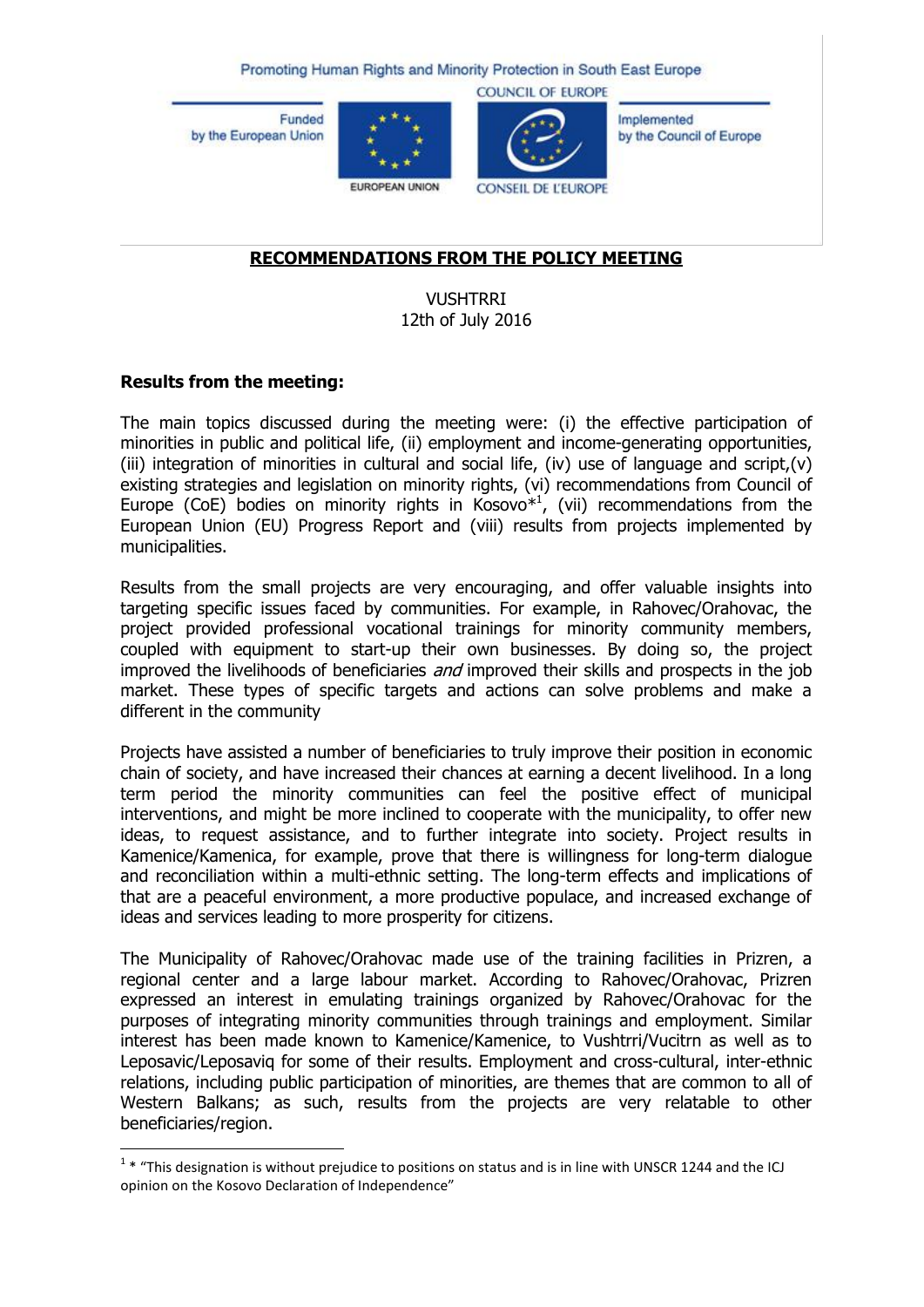Promoting Human Rights and Minority Protection in South East Europe

Funded by the European Union

EUROPEAN UNION

COUNCIL OF EUROPE

CONSEIL DE L'EUROPE

Implemented by the Council of Europe

# RECOMMENDATIONS FROM THE POLICY MEETING

VUSHTRRI
12th of July 2016

**Results from the meeting:**

The main topics discussed during the meeting were: (i) the effective participation of minorities in public and political life, (ii) employment and income-generating opportunities, (iii) integration of minorities in cultural and social life, (iv) use of language and script,(v) existing strategies and legislation on minority rights, (vi) recommendations from Council of Europe (CoE) bodies on minority rights in Kosovo*[1], (vii) recommendations from the European Union (EU) Progress Report and (viii) results from projects implemented by municipalities.

Results from the small projects are very encouraging, and offer valuable insights into targeting specific issues faced by communities. For example, in Rahovec/Orahovac, the project provided professional vocational trainings for minority community members, coupled with equipment to start-up their own businesses. By doing so, the project improved the livelihoods of beneficiaries *and* improved their skills and prospects in the job market. These types of specific targets and actions can solve problems and make a different in the community

Projects have assisted a number of beneficiaries to truly improve their position in economic chain of society, and have increased their chances at earning a decent livelihood. In a long term period the minority communities can feel the positive effect of municipal interventions, and might be more inclined to cooperate with the municipality, to offer new ideas, to request assistance, and to further integrate into society. Project results in Kamenice/Kamenica, for example, prove that there is willingness for long-term dialogue and reconciliation within a multi-ethnic setting. The long-term effects and implications of that are a peaceful environment, a more productive populace, and increased exchange of ideas and services leading to more prosperity for citizens.

The Municipality of Rahovec/Orahovac made use of the training facilities in Prizren, a regional center and a large labour market. According to Rahovec/Orahovac, Prizren expressed an interest in emulating trainings organized by Rahovec/Orahovac for the purposes of integrating minority communities through trainings and employment. Similar interest has been made known to Kamenice/Kamenice, to Vushtrri/Vucitrn as well as to Leposavic/Leposaviq for some of their results. Employment and cross-cultural, inter-ethnic relations, including public participation of minorities, are themes that are common to all of Western Balkans; as such, results from the projects are very relatable to other beneficiaries/region.

[1] * "This designation is without prejudice to positions on status and is in line with UNSCR 1244 and the ICJ opinion on the Kosovo Declaration of Independence"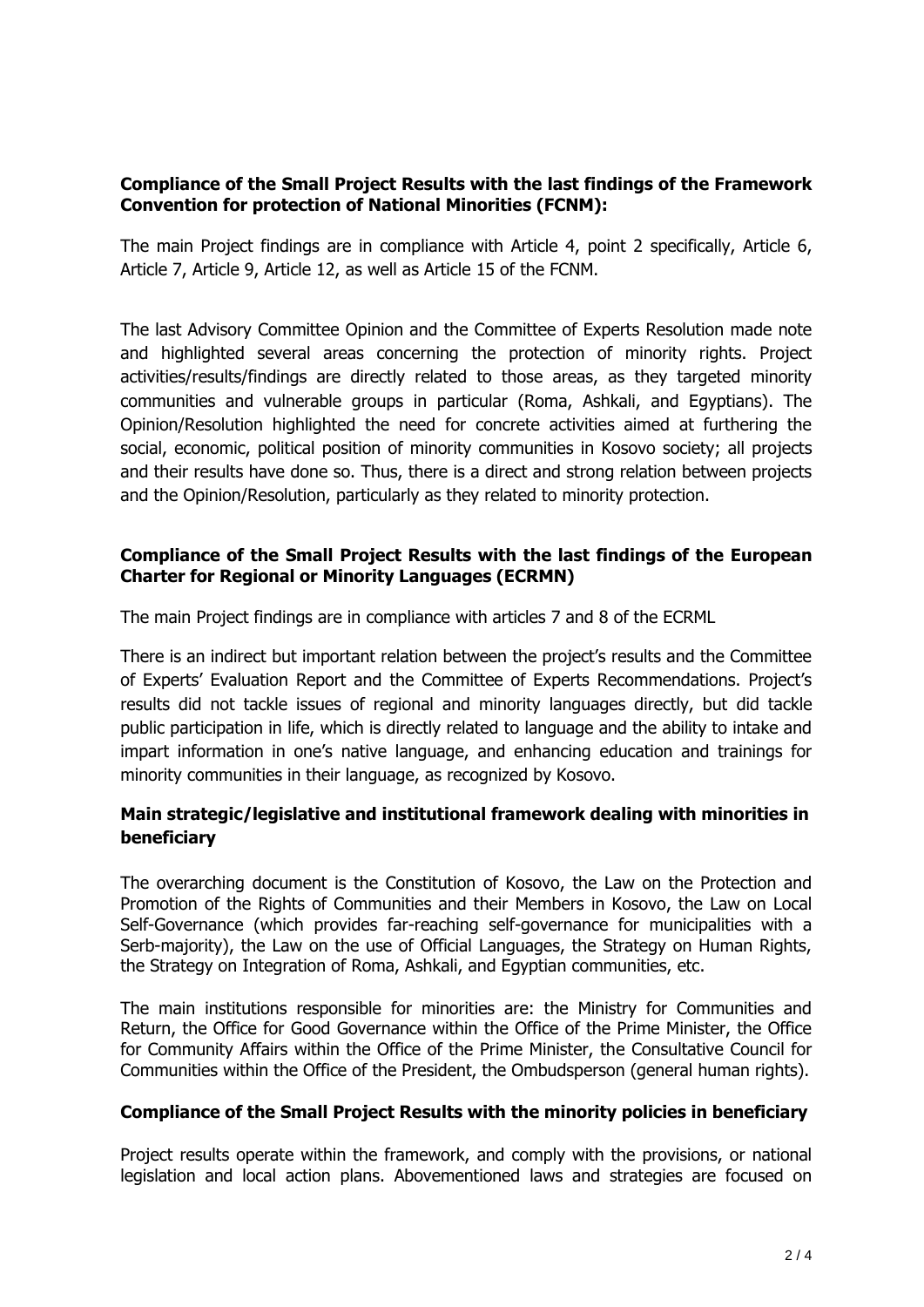**Compliance of the Small Project Results with the last findings of the Framework Convention for protection of National Minorities (FCNM):**

The main Project findings are in compliance with Article 4, point 2 specifically, Article 6, Article 7, Article 9, Article 12, as well as Article 15 of the FCNM.

The last Advisory Committee Opinion and the Committee of Experts Resolution made note and highlighted several areas concerning the protection of minority rights. Project activities/results/findings are directly related to those areas, as they targeted minority communities and vulnerable groups in particular (Roma, Ashkali, and Egyptians). The Opinion/Resolution highlighted the need for concrete activities aimed at furthering the social, economic, political position of minority communities in Kosovo society; all projects and their results have done so. Thus, there is a direct and strong relation between projects and the Opinion/Resolution, particularly as they related to minority protection.

**Compliance of the Small Project Results with the last findings of the European Charter for Regional or Minority Languages (ECRMN)**

The main Project findings are in compliance with articles 7 and 8 of the ECRML

There is an indirect but important relation between the project's results and the Committee of Experts' Evaluation Report and the Committee of Experts Recommendations. Project's results did not tackle issues of regional and minority languages directly, but did tackle public participation in life, which is directly related to language and the ability to intake and impart information in one's native language, and enhancing education and trainings for minority communities in their language, as recognized by Kosovo.

**Main strategic/legislative and institutional framework dealing with minorities in beneficiary**

The overarching document is the Constitution of Kosovo, the Law on the Protection and Promotion of the Rights of Communities and their Members in Kosovo, the Law on Local Self-Governance (which provides far-reaching self-governance for municipalities with a Serb-majority), the Law on the use of Official Languages, the Strategy on Human Rights, the Strategy on Integration of Roma, Ashkali, and Egyptian communities, etc.

The main institutions responsible for minorities are: the Ministry for Communities and Return, the Office for Good Governance within the Office of the Prime Minister, the Office for Community Affairs within the Office of the Prime Minister, the Consultative Council for Communities within the Office of the President, the Ombudsperson (general human rights).

**Compliance of the Small Project Results with the minority policies in beneficiary**

Project results operate within the framework, and comply with the provisions, or national legislation and local action plans. Abovementioned laws and strategies are focused on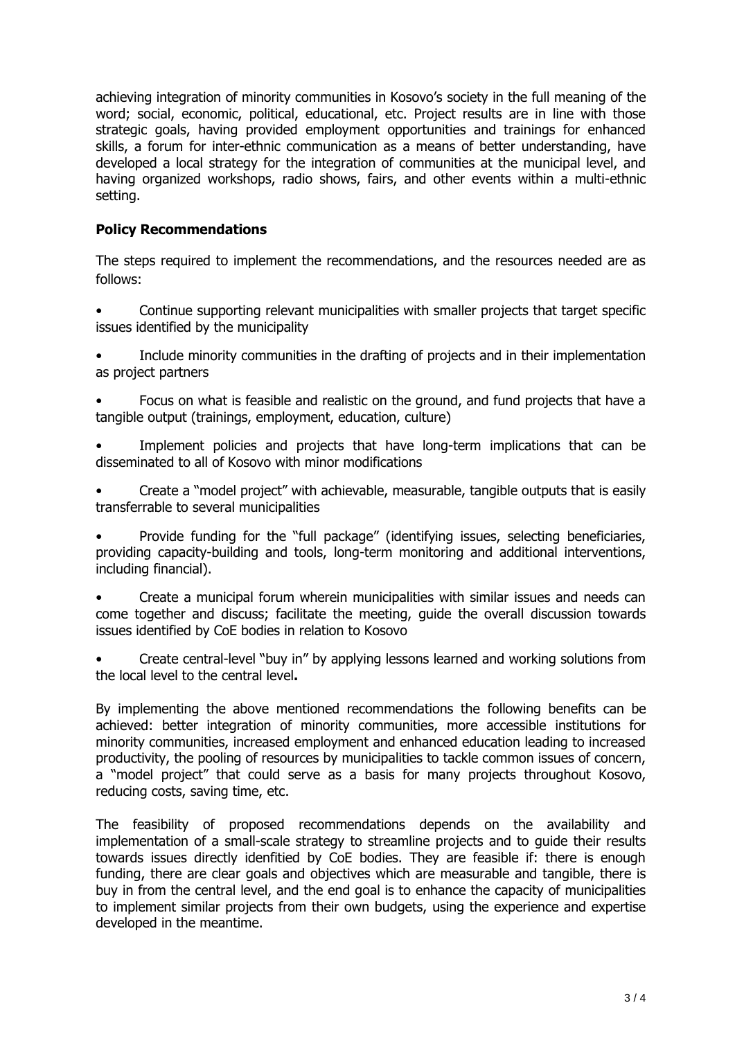achieving integration of minority communities in Kosovo's society in the full meaning of the word; social, economic, political, educational, etc. Project results are in line with those strategic goals, having provided employment opportunities and trainings for enhanced skills, a forum for inter-ethnic communication as a means of better understanding, have developed a local strategy for the integration of communities at the municipal level, and having organized workshops, radio shows, fairs, and other events within a multi-ethnic setting.

## Policy Recommendations

The steps required to implement the recommendations, and the resources needed are as follows:

- Continue supporting relevant municipalities with smaller projects that target specific issues identified by the municipality
- Include minority communities in the drafting of projects and in their implementation as project partners
- Focus on what is feasible and realistic on the ground, and fund projects that have a tangible output (trainings, employment, education, culture)
- Implement policies and projects that have long-term implications that can be disseminated to all of Kosovo with minor modifications
- Create a "model project" with achievable, measurable, tangible outputs that is easily transferrable to several municipalities
- Provide funding for the "full package" (identifying issues, selecting beneficiaries, providing capacity-building and tools, long-term monitoring and additional interventions, including financial).
- Create a municipal forum wherein municipalities with similar issues and needs can come together and discuss; facilitate the meeting, guide the overall discussion towards issues identified by CoE bodies in relation to Kosovo
- Create central-level "buy in" by applying lessons learned and working solutions from the local level to the central level**.**

By implementing the above mentioned recommendations the following benefits can be achieved: better integration of minority communities, more accessible institutions for minority communities, increased employment and enhanced education leading to increased productivity, the pooling of resources by municipalities to tackle common issues of concern, a "model project" that could serve as a basis for many projects throughout Kosovo, reducing costs, saving time, etc.

The feasibility of proposed recommendations depends on the availability and implementation of a small-scale strategy to streamline projects and to guide their results towards issues directly idenfitied by CoE bodies. They are feasible if: there is enough funding, there are clear goals and objectives which are measurable and tangible, there is buy in from the central level, and the end goal is to enhance the capacity of municipalities to implement similar projects from their own budgets, using the experience and expertise developed in the meantime.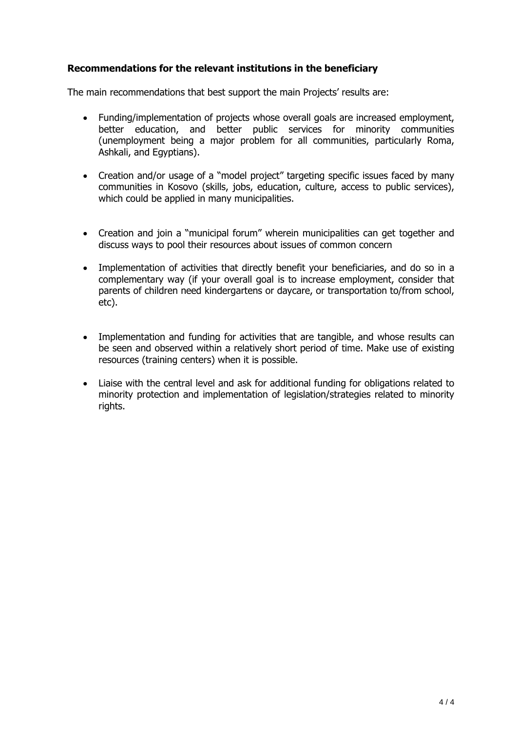**Recommendations for the relevant institutions in the beneficiary**

The main recommendations that best support the main Projects' results are:

- Funding/implementation of projects whose overall goals are increased employment, better education, and better public services for minority communities (unemployment being a major problem for all communities, particularly Roma, Ashkali, and Egyptians).
- Creation and/or usage of a "model project" targeting specific issues faced by many communities in Kosovo (skills, jobs, education, culture, access to public services), which could be applied in many municipalities.
- Creation and join a "municipal forum" wherein municipalities can get together and discuss ways to pool their resources about issues of common concern
- Implementation of activities that directly benefit your beneficiaries, and do so in a complementary way (if your overall goal is to increase employment, consider that parents of children need kindergartens or daycare, or transportation to/from school, etc).
- Implementation and funding for activities that are tangible, and whose results can be seen and observed within a relatively short period of time. Make use of existing resources (training centers) when it is possible.
- Liaise with the central level and ask for additional funding for obligations related to minority protection and implementation of legislation/strategies related to minority rights.